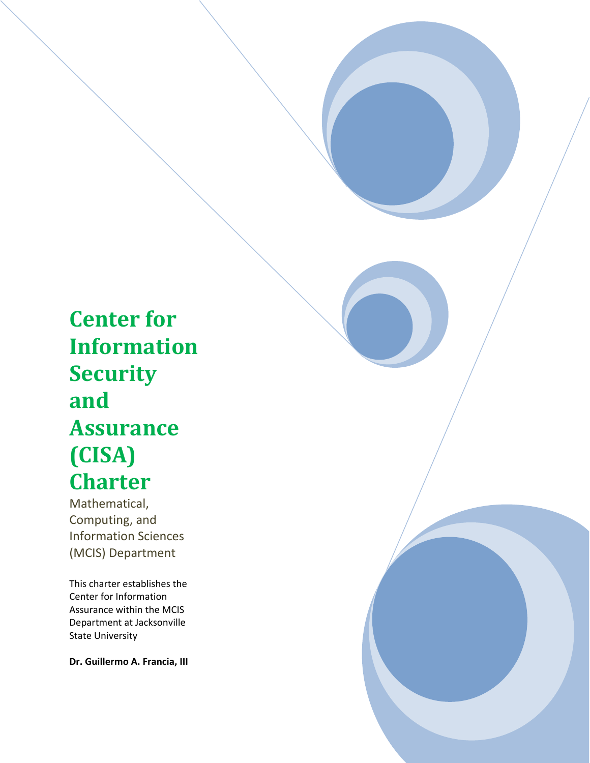# Center for Information Security and Assurance (CISA) Charter

Mathematical, Computing, and Information Sciences (MCIS) Department

This charter establishes the Center for Information Assurance within the MCIS Department at Jacksonville State University

**Dr. Guillermo A. Francia, III**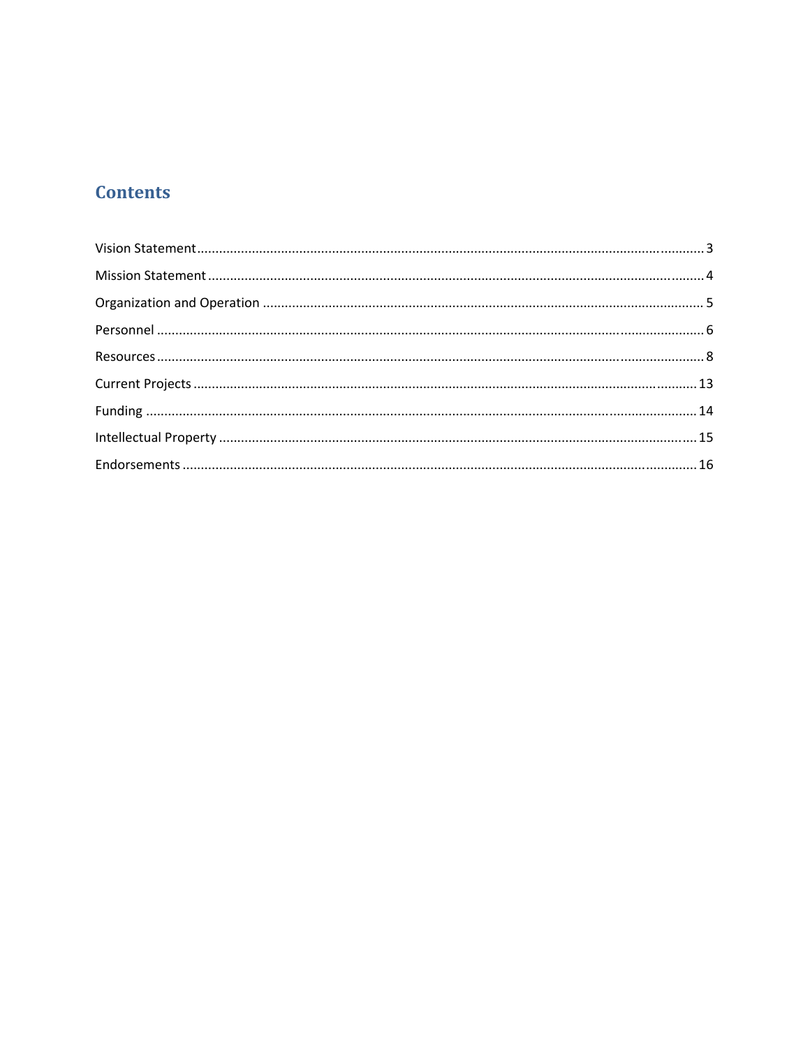# Contents

Vision Statement .......... 3

Mission Statement .......... 4

Organization and Operation .......... 5

Personnel .......... 6

Resources .......... 8

Current Projects .......... 13

Funding .......... 14

Intellectual Property .......... 15

Endorsements .......... 16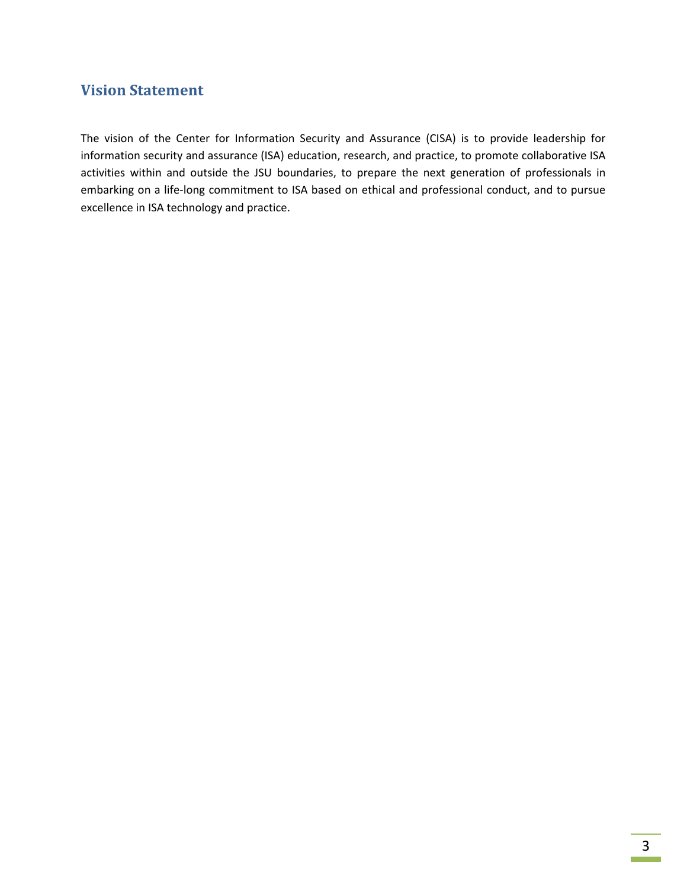## Vision Statement

The vision of the Center for Information Security and Assurance (CISA) is to provide leadership for information security and assurance (ISA) education, research, and practice, to promote collaborative ISA activities within and outside the JSU boundaries, to prepare the next generation of professionals in embarking on a life-long commitment to ISA based on ethical and professional conduct, and to pursue excellence in ISA technology and practice.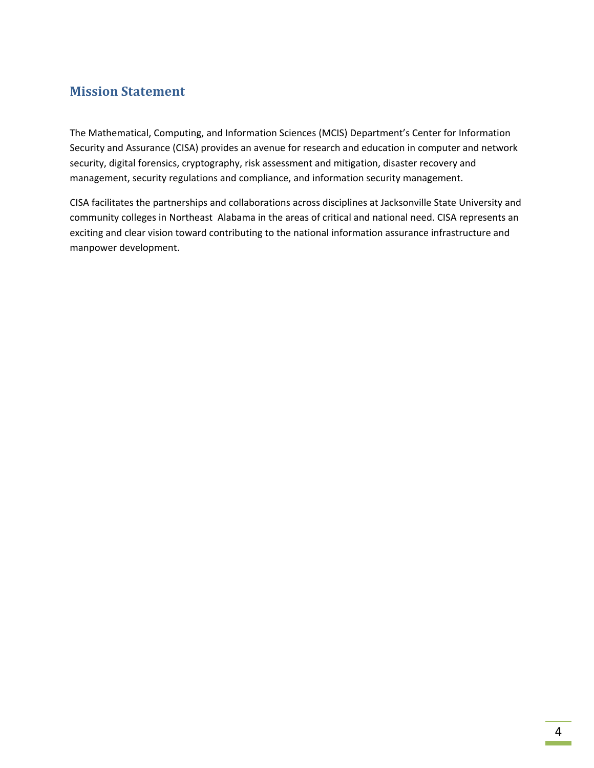## Mission Statement

The Mathematical, Computing, and Information Sciences (MCIS) Department's Center for Information Security and Assurance (CISA) provides an avenue for research and education in computer and network security, digital forensics, cryptography, risk assessment and mitigation, disaster recovery and management, security regulations and compliance, and information security management.

CISA facilitates the partnerships and collaborations across disciplines at Jacksonville State University and community colleges in Northeast Alabama in the areas of critical and national need. CISA represents an exciting and clear vision toward contributing to the national information assurance infrastructure and manpower development.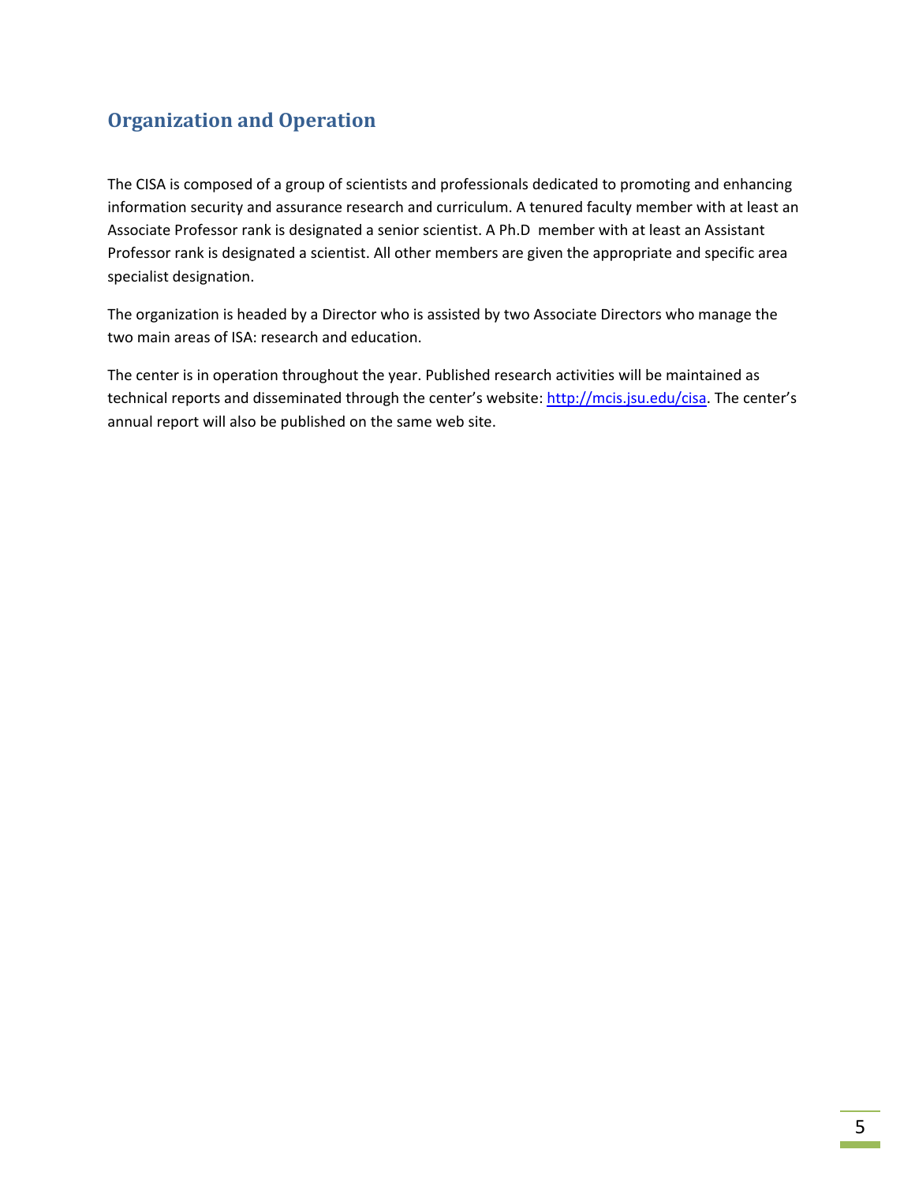## Organization and Operation

The CISA is composed of a group of scientists and professionals dedicated to promoting and enhancing information security and assurance research and curriculum. A tenured faculty member with at least an Associate Professor rank is designated a senior scientist. A Ph.D  member with at least an Assistant Professor rank is designated a scientist. All other members are given the appropriate and specific area specialist designation.

The organization is headed by a Director who is assisted by two Associate Directors who manage the two main areas of ISA: research and education.

The center is in operation throughout the year. Published research activities will be maintained as technical reports and disseminated through the center's website: [http://mcis.jsu.edu/cisa](http://mcis.jsu.edu/cisa). The center's annual report will also be published on the same web site.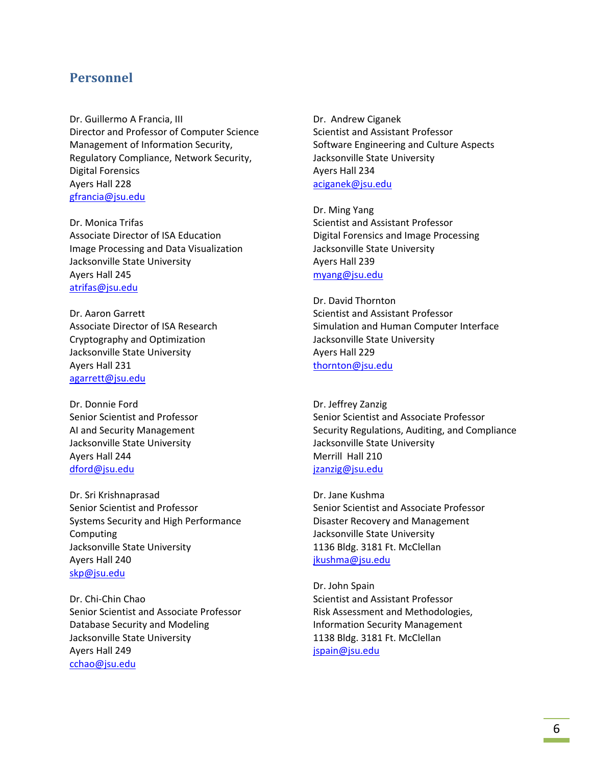## Personnel

Dr. Guillermo A Francia, III
Director and Professor of Computer Science
Management of Information Security, Regulatory Compliance, Network Security, Digital Forensics
Ayers Hall 228
gfrancia@jsu.edu

Dr. Monica Trifas
Associate Director of ISA Education
Image Processing and Data Visualization
Jacksonville State University
Ayers Hall 245
atrifas@jsu.edu

Dr. Aaron Garrett
Associate Director of ISA Research
Cryptography and Optimization
Jacksonville State University
Ayers Hall 231
agarrett@jsu.edu

Dr. Donnie Ford
Senior Scientist and Professor
AI and Security Management
Jacksonville State University
Ayers Hall 244
dford@jsu.edu

Dr. Sri Krishnaprasad
Senior Scientist and Professor
Systems Security and High Performance Computing
Jacksonville State University
Ayers Hall 240
skp@jsu.edu

Dr. Chi-Chin Chao
Senior Scientist and Associate Professor
Database Security and Modeling
Jacksonville State University
Ayers Hall 249
cchao@jsu.edu

Dr. Andrew Ciganek
Scientist and Assistant Professor
Software Engineering and Culture Aspects
Jacksonville State University
Ayers Hall 234
aciganek@jsu.edu

Dr. Ming Yang
Scientist and Assistant Professor
Digital Forensics and Image Processing
Jacksonville State University
Ayers Hall 239
myang@jsu.edu

Dr. David Thornton
Scientist and Assistant Professor
Simulation and Human Computer Interface
Jacksonville State University
Ayers Hall 229
thornton@jsu.edu

Dr. Jeffrey Zanzig
Senior Scientist and Associate Professor
Security Regulations, Auditing, and Compliance
Jacksonville State University
Merrill Hall 210
jzanzig@jsu.edu

Dr. Jane Kushma
Senior Scientist and Associate Professor
Disaster Recovery and Management
Jacksonville State University
1136 Bldg. 3181 Ft. McClellan
jkushma@jsu.edu

Dr. John Spain
Scientist and Assistant Professor
Risk Assessment and Methodologies, Information Security Management
1138 Bldg. 3181 Ft. McClellan
jspain@jsu.edu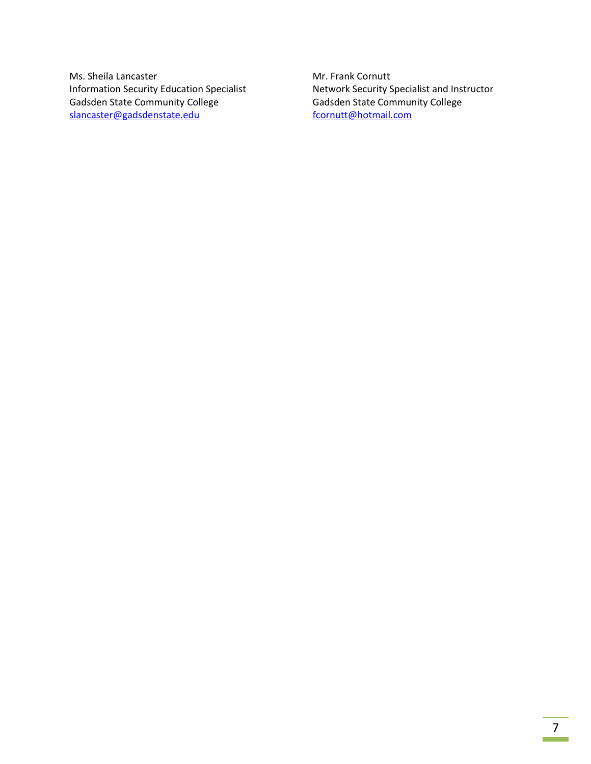Ms. Sheila Lancaster
Information Security Education Specialist
Gadsden State Community College
slancaster@gadsdenstate.edu

Mr. Frank Cornutt
Network Security Specialist and Instructor
Gadsden State Community College
fcornutt@hotmail.com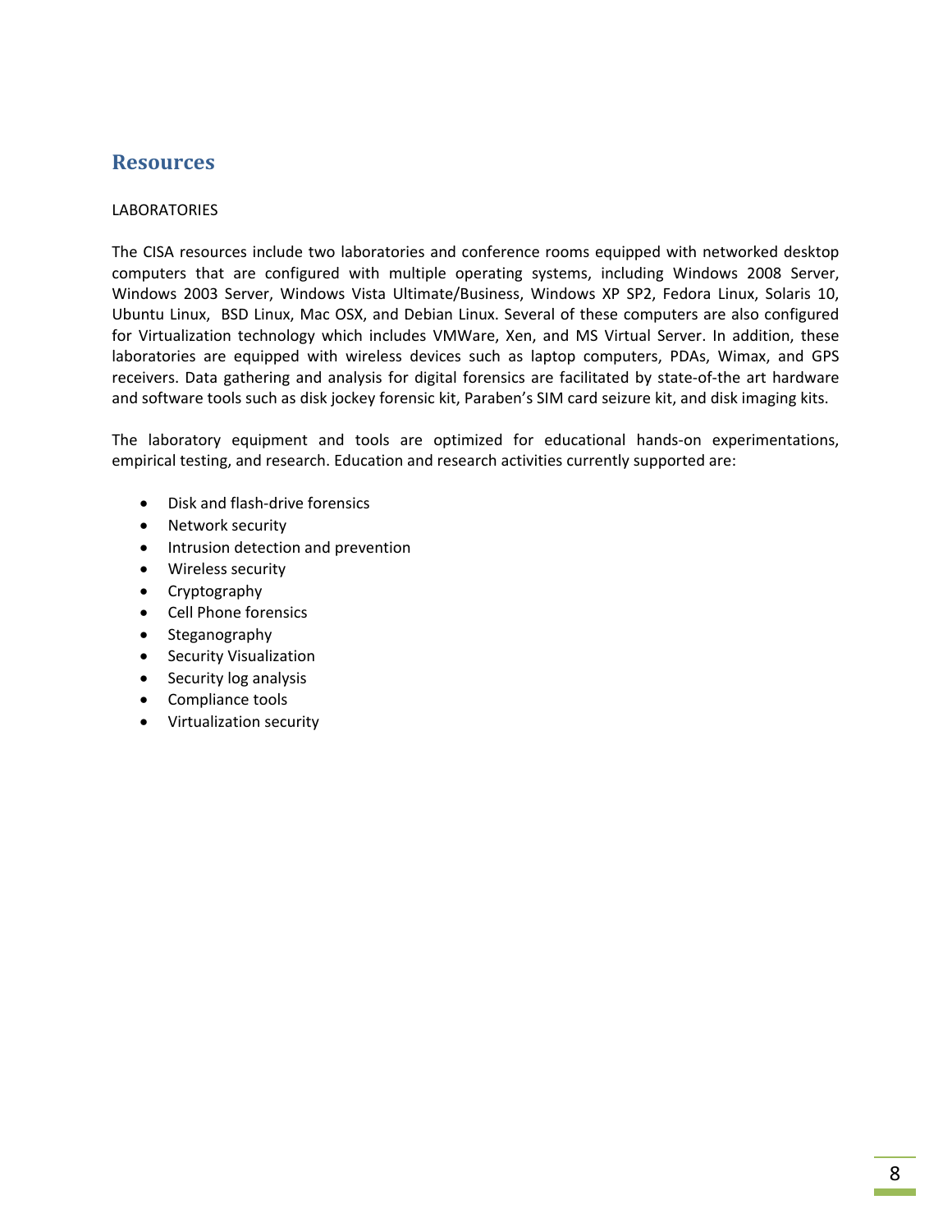## Resources

LABORATORIES

The CISA resources include two laboratories and conference rooms equipped with networked desktop computers that are configured with multiple operating systems, including Windows 2008 Server, Windows 2003 Server, Windows Vista Ultimate/Business, Windows XP SP2, Fedora Linux, Solaris 10, Ubuntu Linux, BSD Linux, Mac OSX, and Debian Linux. Several of these computers are also configured for Virtualization technology which includes VMWare, Xen, and MS Virtual Server. In addition, these laboratories are equipped with wireless devices such as laptop computers, PDAs, Wimax, and GPS receivers. Data gathering and analysis for digital forensics are facilitated by state-of-the art hardware and software tools such as disk jockey forensic kit, Paraben's SIM card seizure kit, and disk imaging kits.

The laboratory equipment and tools are optimized for educational hands-on experimentations, empirical testing, and research. Education and research activities currently supported are:

- Disk and flash-drive forensics
- Network security
- Intrusion detection and prevention
- Wireless security
- Cryptography
- Cell Phone forensics
- Steganography
- Security Visualization
- Security log analysis
- Compliance tools
- Virtualization security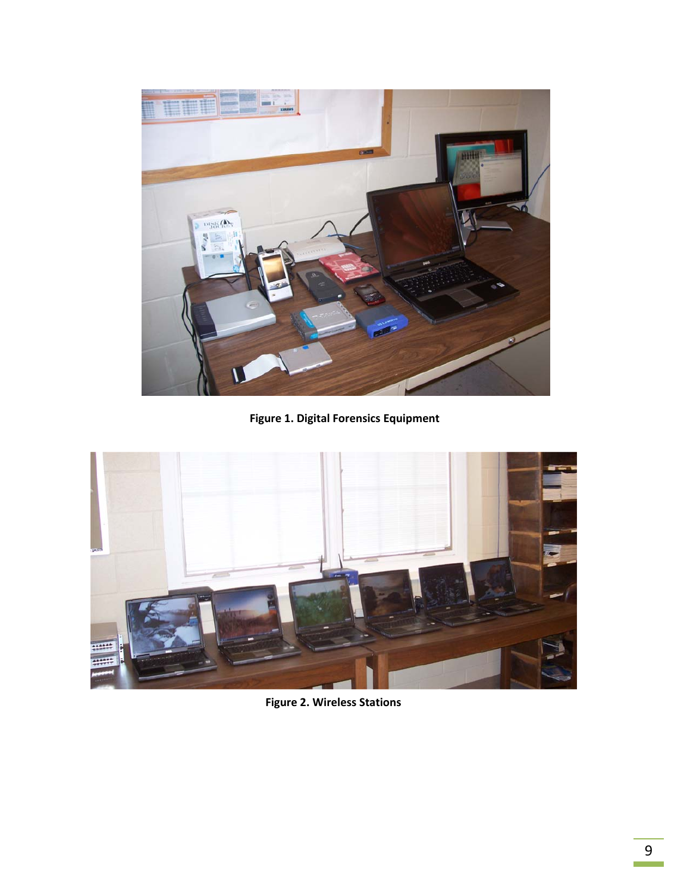**Figure 1. Digital Forensics Equipment**

**Figure 2. Wireless Stations**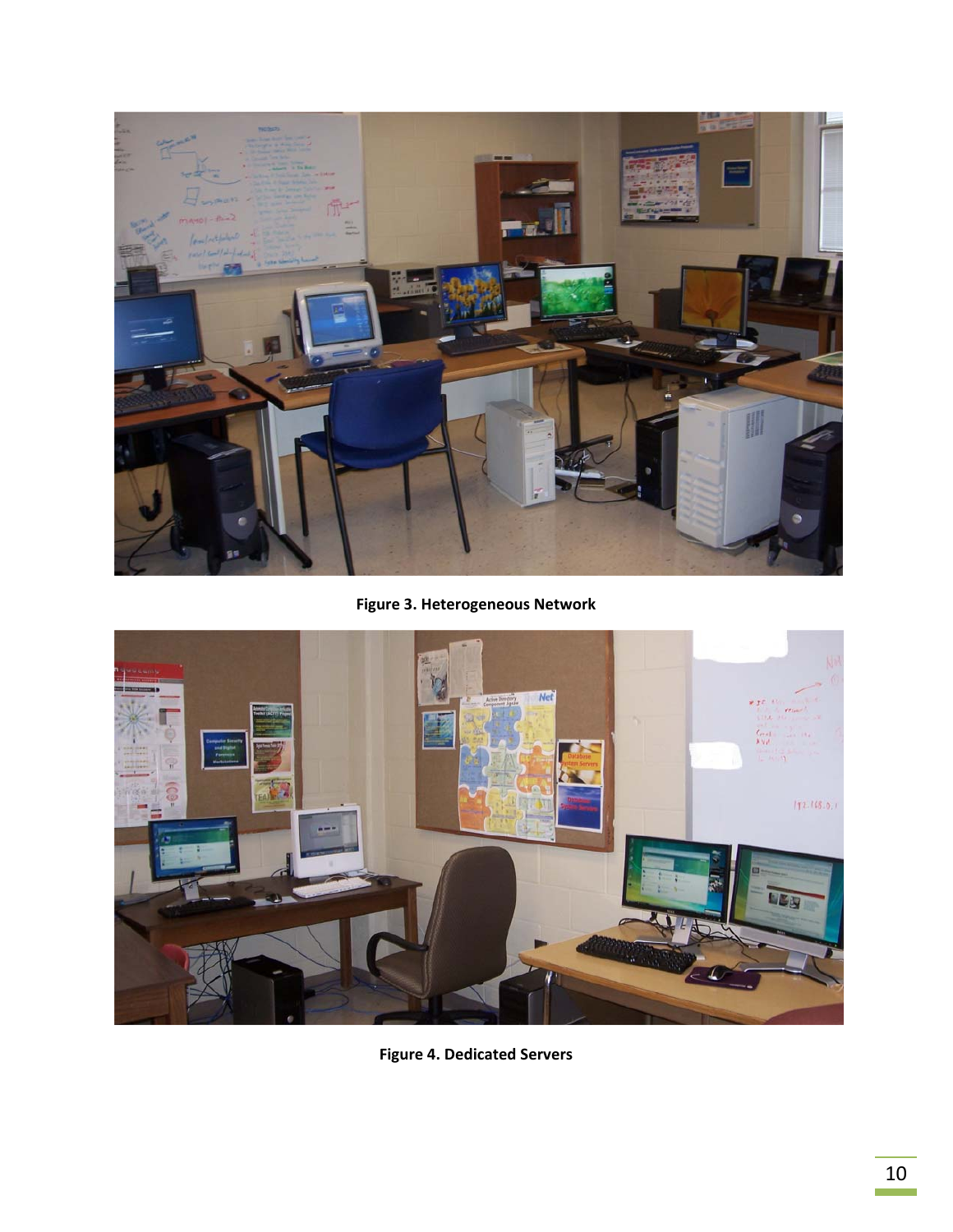**Figure 3. Heterogeneous Network**

**Figure 4. Dedicated Servers**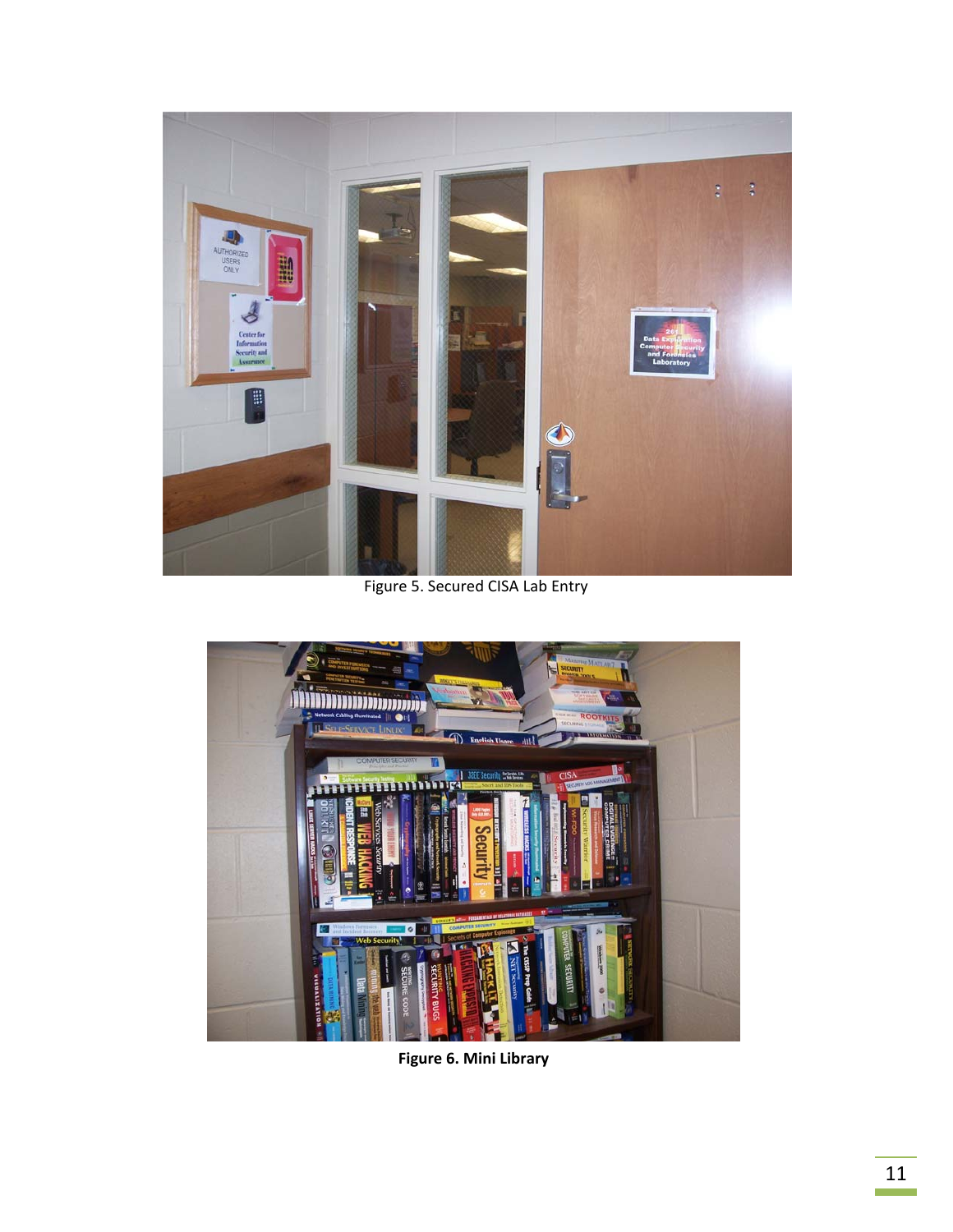Figure 5. Secured CISA Lab Entry

**Figure 6. Mini Library**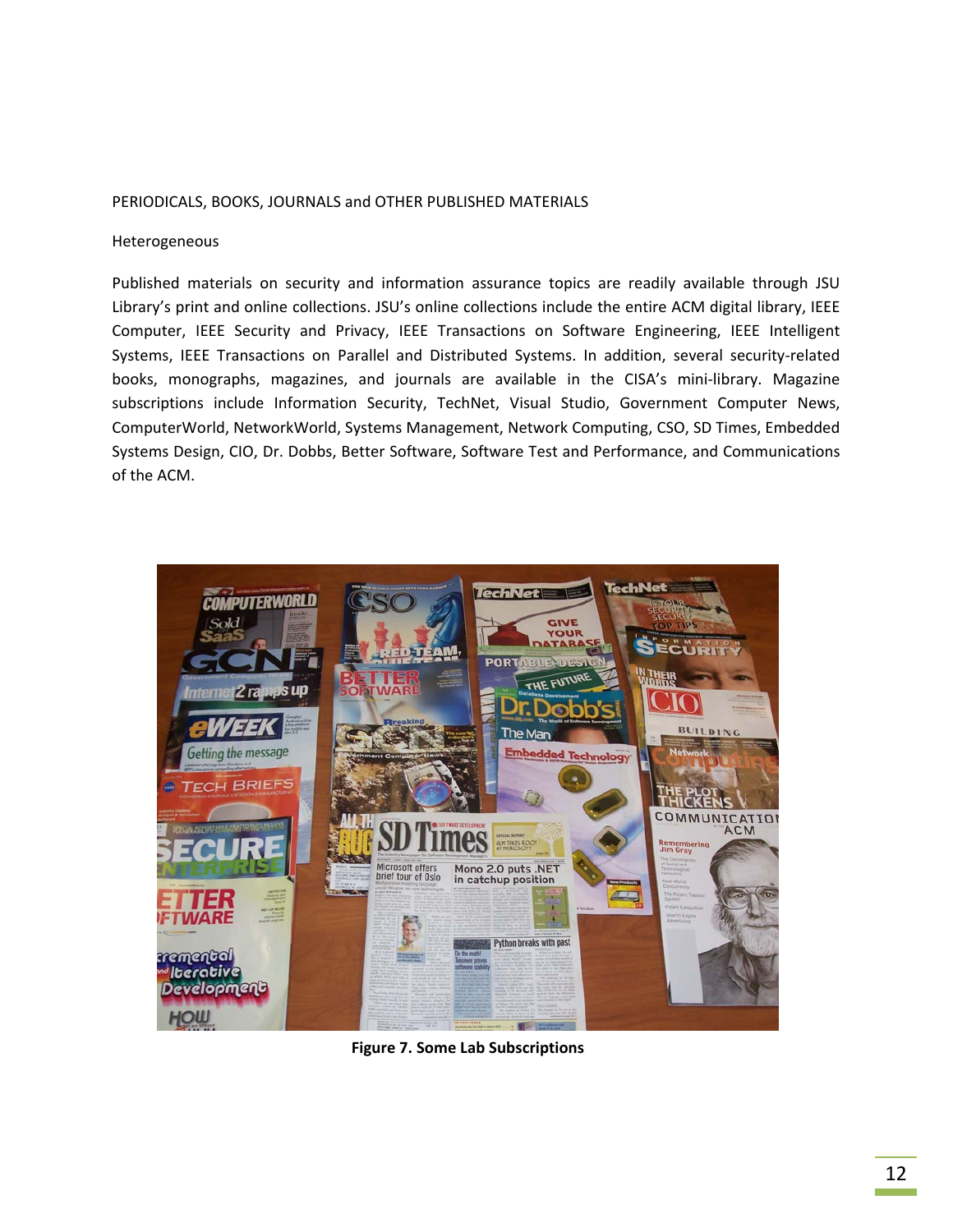PERIODICALS, BOOKS, JOURNALS and OTHER PUBLISHED MATERIALS

Heterogeneous

Published materials on security and information assurance topics are readily available through JSU Library's print and online collections. JSU's online collections include the entire ACM digital library, IEEE Computer, IEEE Security and Privacy, IEEE Transactions on Software Engineering, IEEE Intelligent Systems, IEEE Transactions on Parallel and Distributed Systems. In addition, several security-related books, monographs, magazines, and journals are available in the CISA's mini-library. Magazine subscriptions include Information Security, TechNet, Visual Studio, Government Computer News, ComputerWorld, NetworkWorld, Systems Management, Network Computing, CSO, SD Times, Embedded Systems Design, CIO, Dr. Dobbs, Better Software, Software Test and Performance, and Communications of the ACM.

**Figure 7. Some Lab Subscriptions**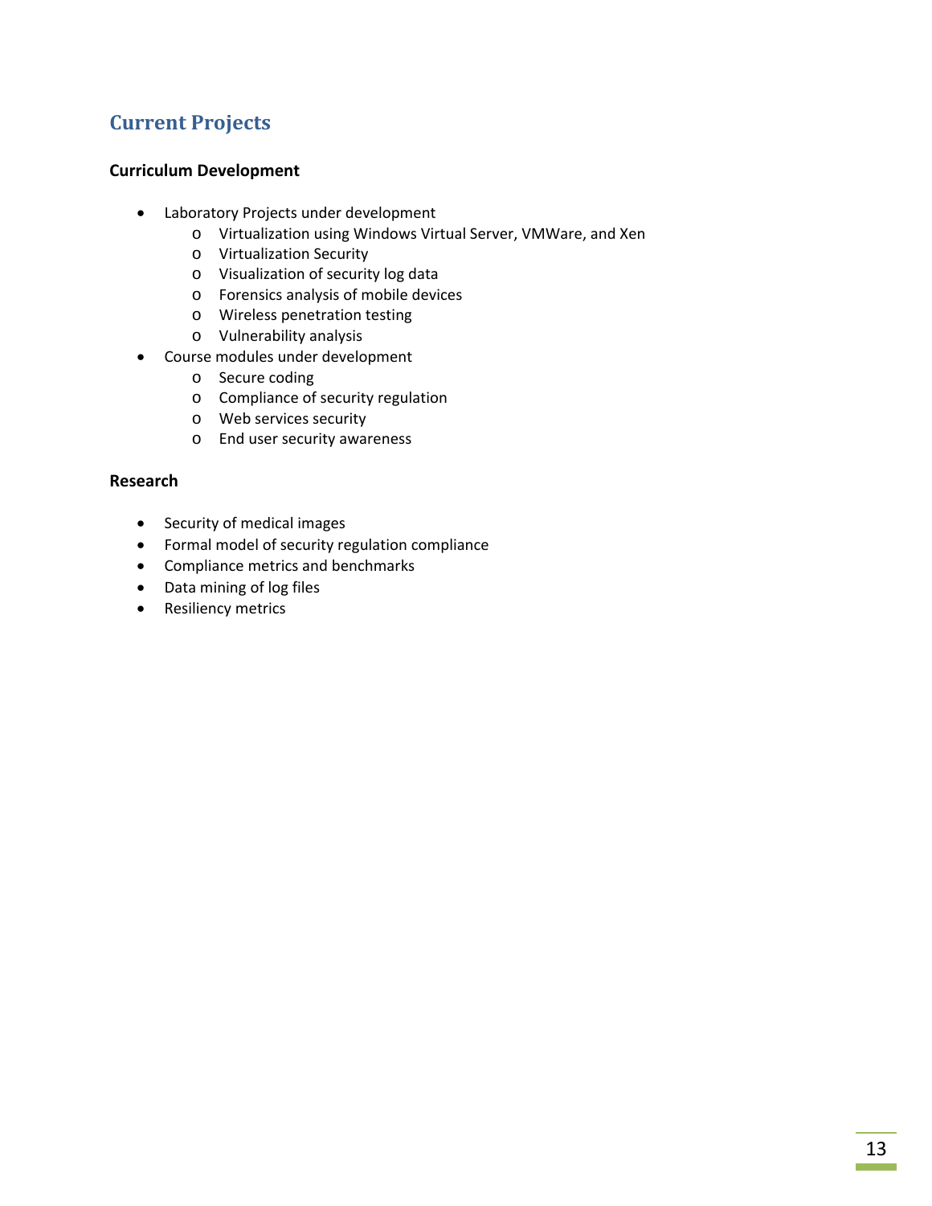## Current Projects

### Curriculum Development

- Laboratory Projects under development
    - Virtualization using Windows Virtual Server, VMWare, and Xen
    - Virtualization Security
    - Visualization of security log data
    - Forensics analysis of mobile devices
    - Wireless penetration testing
    - Vulnerability analysis
- Course modules under development
    - Secure coding
    - Compliance of security regulation
    - Web services security
    - End user security awareness

### Research

- Security of medical images
- Formal model of security regulation compliance
- Compliance metrics and benchmarks
- Data mining of log files
- Resiliency metrics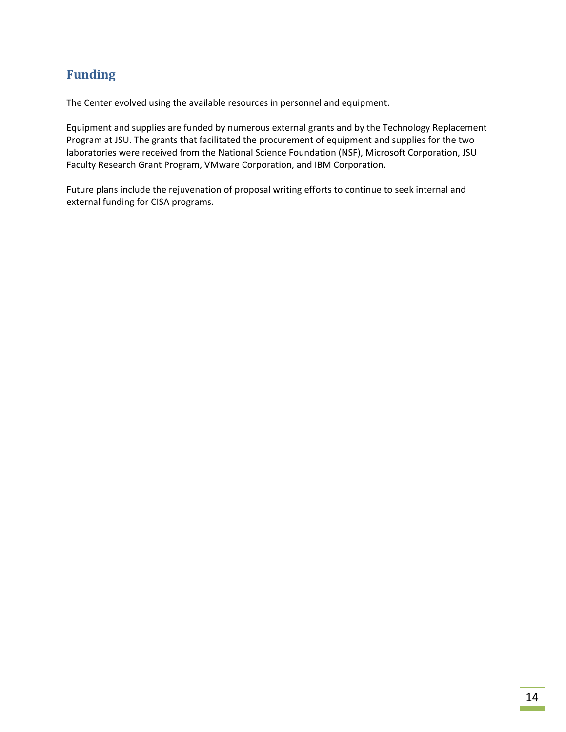## Funding

The Center evolved using the available resources in personnel and equipment.

Equipment and supplies are funded by numerous external grants and by the Technology Replacement Program at JSU. The grants that facilitated the procurement of equipment and supplies for the two laboratories were received from the National Science Foundation (NSF), Microsoft Corporation, JSU Faculty Research Grant Program, VMware Corporation, and IBM Corporation.

Future plans include the rejuvenation of proposal writing efforts to continue to seek internal and external funding for CISA programs.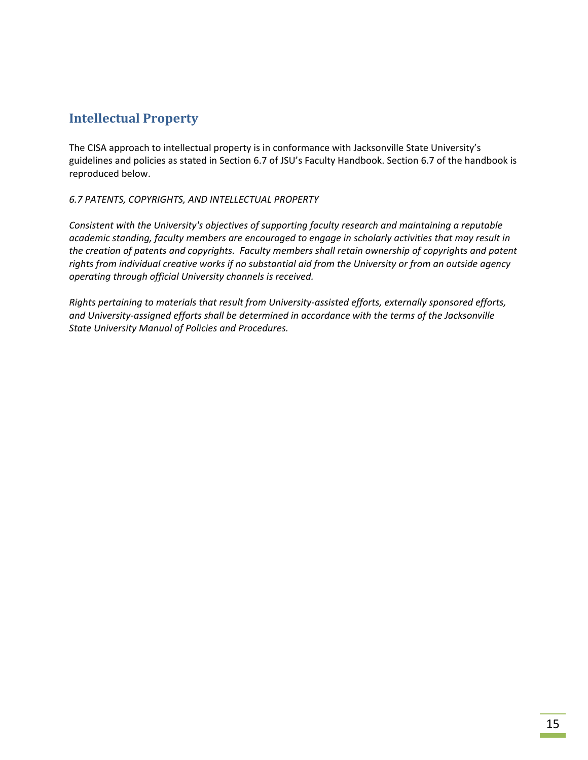## Intellectual Property

The CISA approach to intellectual property is in conformance with Jacksonville State University's guidelines and policies as stated in Section 6.7 of JSU's Faculty Handbook. Section 6.7 of the handbook is reproduced below.

*6.7 PATENTS, COPYRIGHTS, AND INTELLECTUAL PROPERTY*

*Consistent with the University's objectives of supporting faculty research and maintaining a reputable academic standing, faculty members are encouraged to engage in scholarly activities that may result in the creation of patents and copyrights. Faculty members shall retain ownership of copyrights and patent rights from individual creative works if no substantial aid from the University or from an outside agency operating through official University channels is received.*

*Rights pertaining to materials that result from University-assisted efforts, externally sponsored efforts, and University-assigned efforts shall be determined in accordance with the terms of the Jacksonville State University Manual of Policies and Procedures.*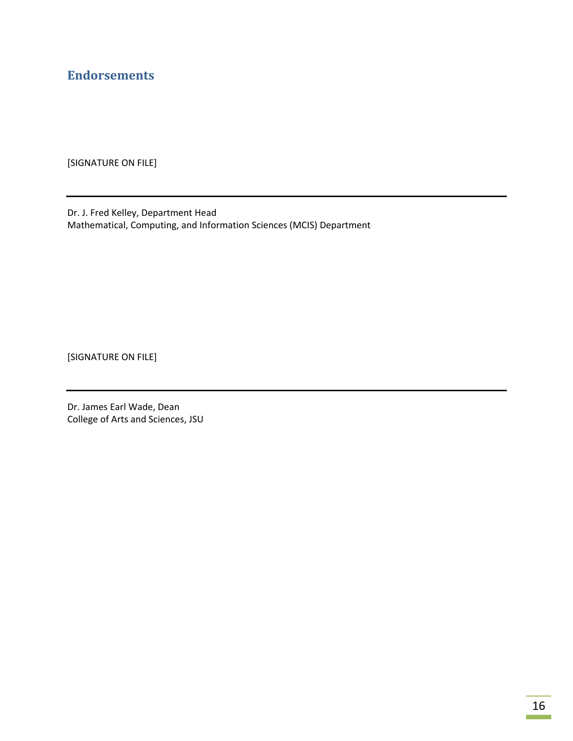## Endorsements

[SIGNATURE ON FILE]

---

Dr. J. Fred Kelley, Department Head
Mathematical, Computing, and Information Sciences (MCIS) Department

[SIGNATURE ON FILE]

---

Dr. James Earl Wade, Dean
College of Arts and Sciences, JSU